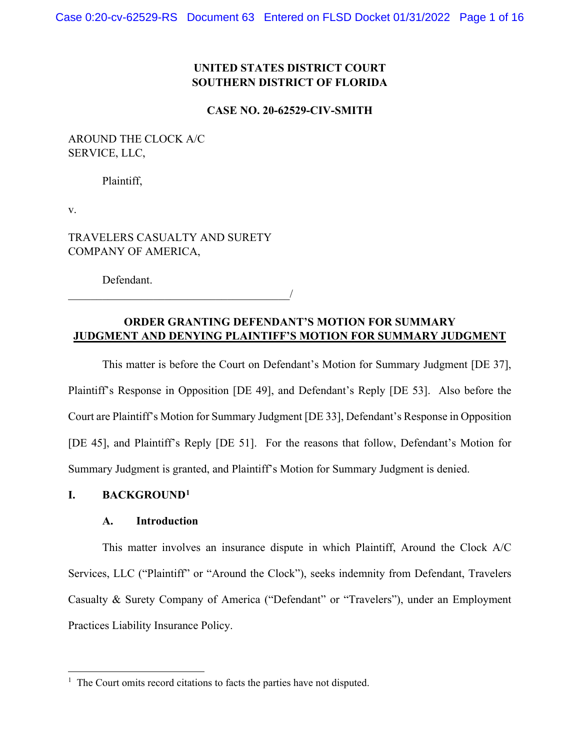**UNITED STATES DISTRICT COURT**
**SOUTHERN DISTRICT OF FLORIDA**

**CASE NO. 20-62529-CIV-SMITH**

AROUND THE CLOCK A/C
SERVICE, LLC,

Plaintiff,

v.

TRAVELERS CASUALTY AND SURETY
COMPANY OF AMERICA,

Defendant.
_______________________________________/

**ORDER GRANTING DEFENDANT'S MOTION FOR SUMMARY JUDGMENT AND DENYING PLAINTIFF'S MOTION FOR SUMMARY JUDGMENT**

This matter is before the Court on Defendant's Motion for Summary Judgment [DE 37], Plaintiff's Response in Opposition [DE 49], and Defendant's Reply [DE 53]. Also before the Court are Plaintiff's Motion for Summary Judgment [DE 33], Defendant's Response in Opposition [DE 45], and Plaintiff's Reply [DE 51]. For the reasons that follow, Defendant's Motion for Summary Judgment is granted, and Plaintiff's Motion for Summary Judgment is denied.

## I. BACKGROUND[1]

### A. Introduction

This matter involves an insurance dispute in which Plaintiff, Around the Clock A/C Services, LLC ("Plaintiff" or "Around the Clock"), seeks indemnity from Defendant, Travelers Casualty & Surety Company of America ("Defendant" or "Travelers"), under an Employment Practices Liability Insurance Policy.

---

[1] The Court omits record citations to facts the parties have not disputed.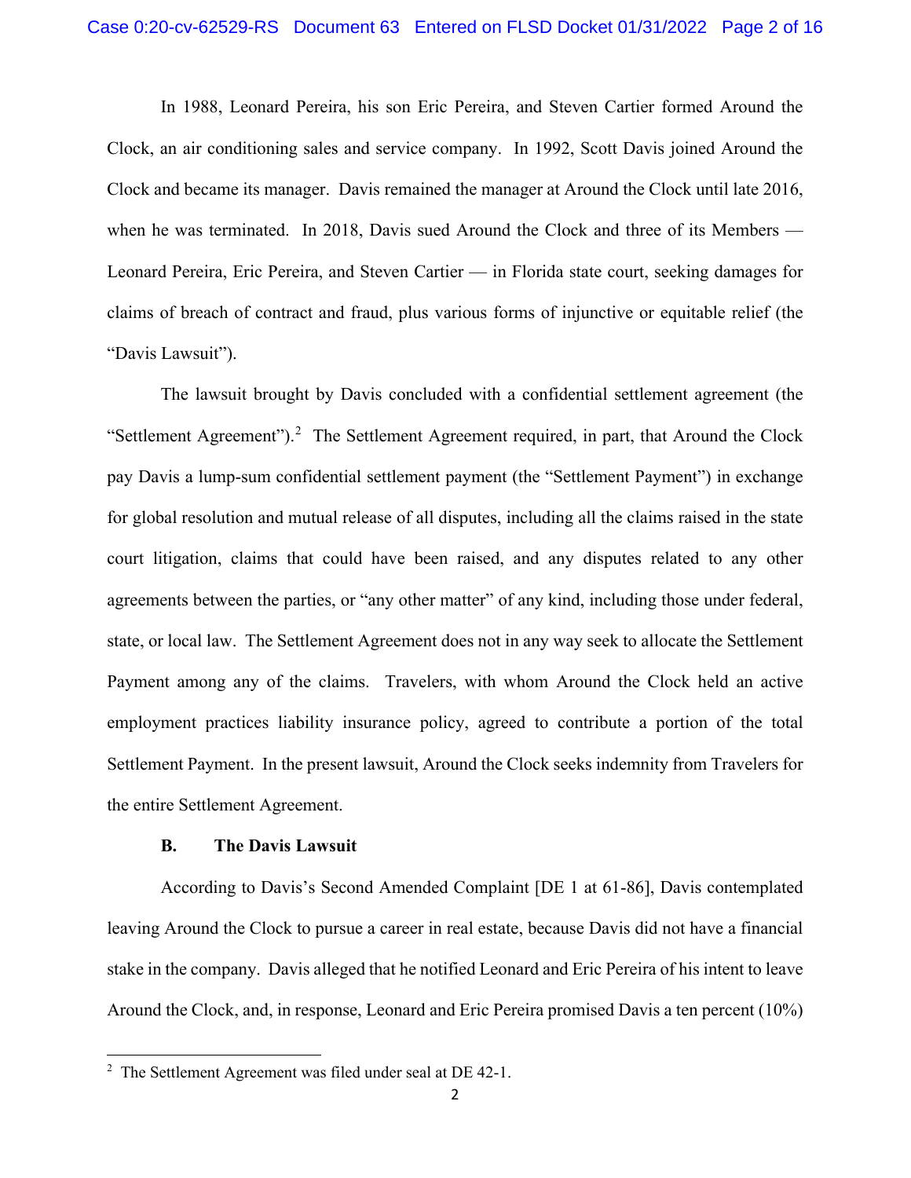In 1988, Leonard Pereira, his son Eric Pereira, and Steven Cartier formed Around the Clock, an air conditioning sales and service company. In 1992, Scott Davis joined Around the Clock and became its manager. Davis remained the manager at Around the Clock until late 2016, when he was terminated. In 2018, Davis sued Around the Clock and three of its Members — Leonard Pereira, Eric Pereira, and Steven Cartier — in Florida state court, seeking damages for claims of breach of contract and fraud, plus various forms of injunctive or equitable relief (the "Davis Lawsuit").

The lawsuit brought by Davis concluded with a confidential settlement agreement (the "Settlement Agreement").[2] The Settlement Agreement required, in part, that Around the Clock pay Davis a lump-sum confidential settlement payment (the "Settlement Payment") in exchange for global resolution and mutual release of all disputes, including all the claims raised in the state court litigation, claims that could have been raised, and any disputes related to any other agreements between the parties, or "any other matter" of any kind, including those under federal, state, or local law. The Settlement Agreement does not in any way seek to allocate the Settlement Payment among any of the claims. Travelers, with whom Around the Clock held an active employment practices liability insurance policy, agreed to contribute a portion of the total Settlement Payment. In the present lawsuit, Around the Clock seeks indemnity from Travelers for the entire Settlement Agreement.

### B. The Davis Lawsuit

According to Davis's Second Amended Complaint [DE 1 at 61-86], Davis contemplated leaving Around the Clock to pursue a career in real estate, because Davis did not have a financial stake in the company. Davis alleged that he notified Leonard and Eric Pereira of his intent to leave Around the Clock, and, in response, Leonard and Eric Pereira promised Davis a ten percent (10%)

[2] The Settlement Agreement was filed under seal at DE 42-1.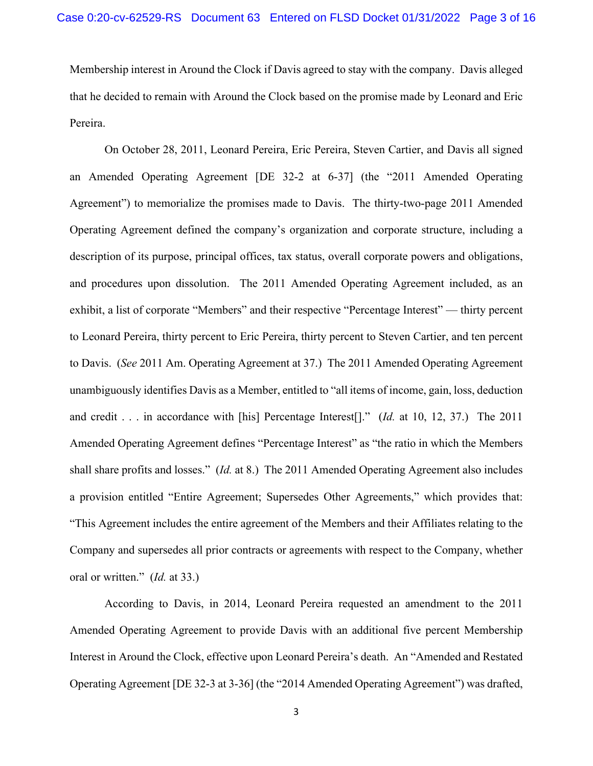Membership interest in Around the Clock if Davis agreed to stay with the company. Davis alleged that he decided to remain with Around the Clock based on the promise made by Leonard and Eric Pereira.

On October 28, 2011, Leonard Pereira, Eric Pereira, Steven Cartier, and Davis all signed an Amended Operating Agreement [DE 32-2 at 6-37] (the "2011 Amended Operating Agreement") to memorialize the promises made to Davis. The thirty-two-page 2011 Amended Operating Agreement defined the company's organization and corporate structure, including a description of its purpose, principal offices, tax status, overall corporate powers and obligations, and procedures upon dissolution. The 2011 Amended Operating Agreement included, as an exhibit, a list of corporate "Members" and their respective "Percentage Interest" — thirty percent to Leonard Pereira, thirty percent to Eric Pereira, thirty percent to Steven Cartier, and ten percent to Davis. (*See* 2011 Am. Operating Agreement at 37.) The 2011 Amended Operating Agreement unambiguously identifies Davis as a Member, entitled to "all items of income, gain, loss, deduction and credit . . . in accordance with [his] Percentage Interest[]." (*Id.* at 10, 12, 37.) The 2011 Amended Operating Agreement defines "Percentage Interest" as "the ratio in which the Members shall share profits and losses." (*Id.* at 8.) The 2011 Amended Operating Agreement also includes a provision entitled "Entire Agreement; Supersedes Other Agreements," which provides that: "This Agreement includes the entire agreement of the Members and their Affiliates relating to the Company and supersedes all prior contracts or agreements with respect to the Company, whether oral or written." (*Id.* at 33.)

According to Davis, in 2014, Leonard Pereira requested an amendment to the 2011 Amended Operating Agreement to provide Davis with an additional five percent Membership Interest in Around the Clock, effective upon Leonard Pereira's death. An "Amended and Restated Operating Agreement [DE 32-3 at 3-36] (the "2014 Amended Operating Agreement") was drafted,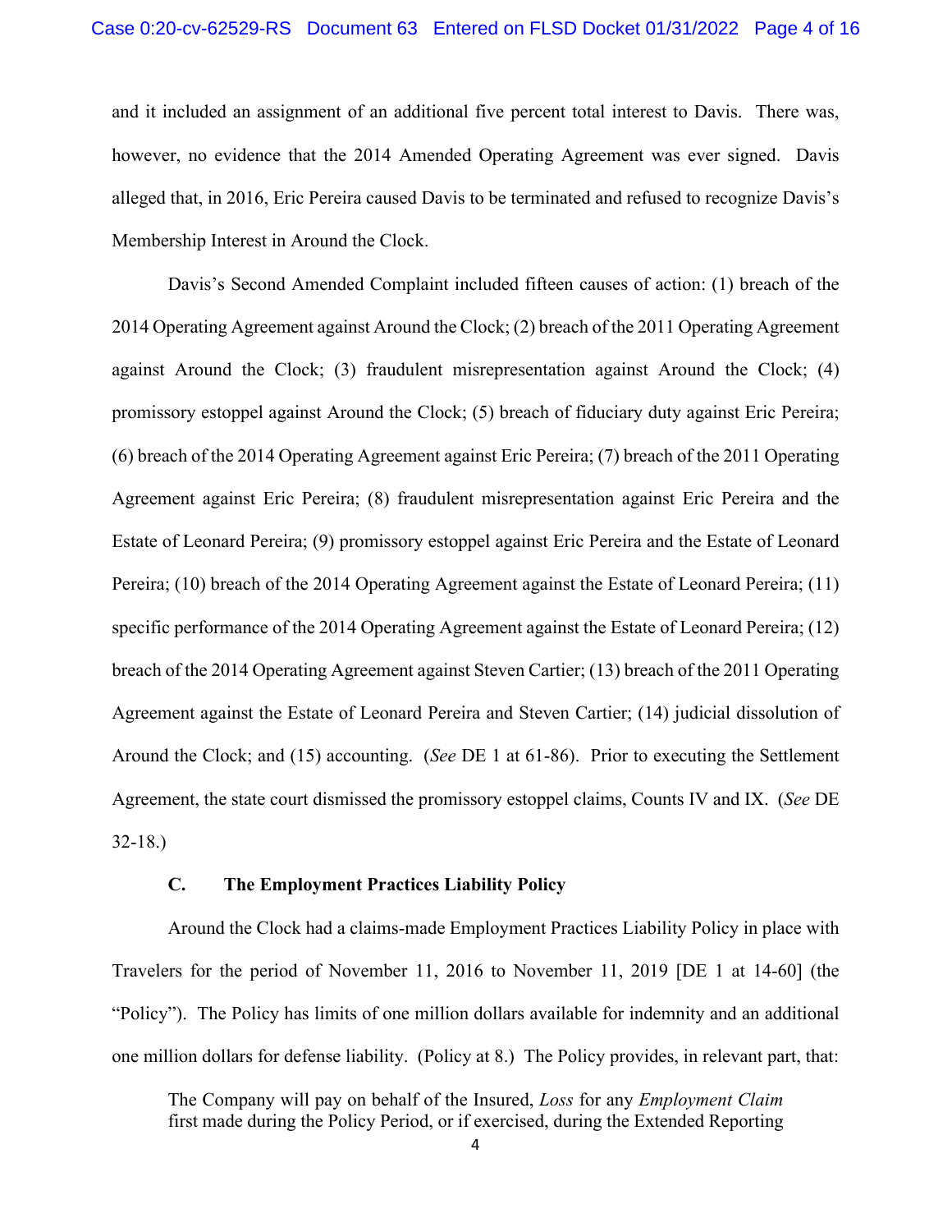and it included an assignment of an additional five percent total interest to Davis. There was, however, no evidence that the 2014 Amended Operating Agreement was ever signed. Davis alleged that, in 2016, Eric Pereira caused Davis to be terminated and refused to recognize Davis's Membership Interest in Around the Clock.

Davis's Second Amended Complaint included fifteen causes of action: (1) breach of the 2014 Operating Agreement against Around the Clock; (2) breach of the 2011 Operating Agreement against Around the Clock; (3) fraudulent misrepresentation against Around the Clock; (4) promissory estoppel against Around the Clock; (5) breach of fiduciary duty against Eric Pereira; (6) breach of the 2014 Operating Agreement against Eric Pereira; (7) breach of the 2011 Operating Agreement against Eric Pereira; (8) fraudulent misrepresentation against Eric Pereira and the Estate of Leonard Pereira; (9) promissory estoppel against Eric Pereira and the Estate of Leonard Pereira; (10) breach of the 2014 Operating Agreement against the Estate of Leonard Pereira; (11) specific performance of the 2014 Operating Agreement against the Estate of Leonard Pereira; (12) breach of the 2014 Operating Agreement against Steven Cartier; (13) breach of the 2011 Operating Agreement against the Estate of Leonard Pereira and Steven Cartier; (14) judicial dissolution of Around the Clock; and (15) accounting. (*See* DE 1 at 61-86). Prior to executing the Settlement Agreement, the state court dismissed the promissory estoppel claims, Counts IV and IX. (*See* DE 32-18.)

### C. The Employment Practices Liability Policy

Around the Clock had a claims-made Employment Practices Liability Policy in place with Travelers for the period of November 11, 2016 to November 11, 2019 [DE 1 at 14-60] (the "Policy"). The Policy has limits of one million dollars available for indemnity and an additional one million dollars for defense liability. (Policy at 8.) The Policy provides, in relevant part, that:

> The Company will pay on behalf of the Insured, *Loss* for any *Employment Claim* first made during the Policy Period, or if exercised, during the Extended Reporting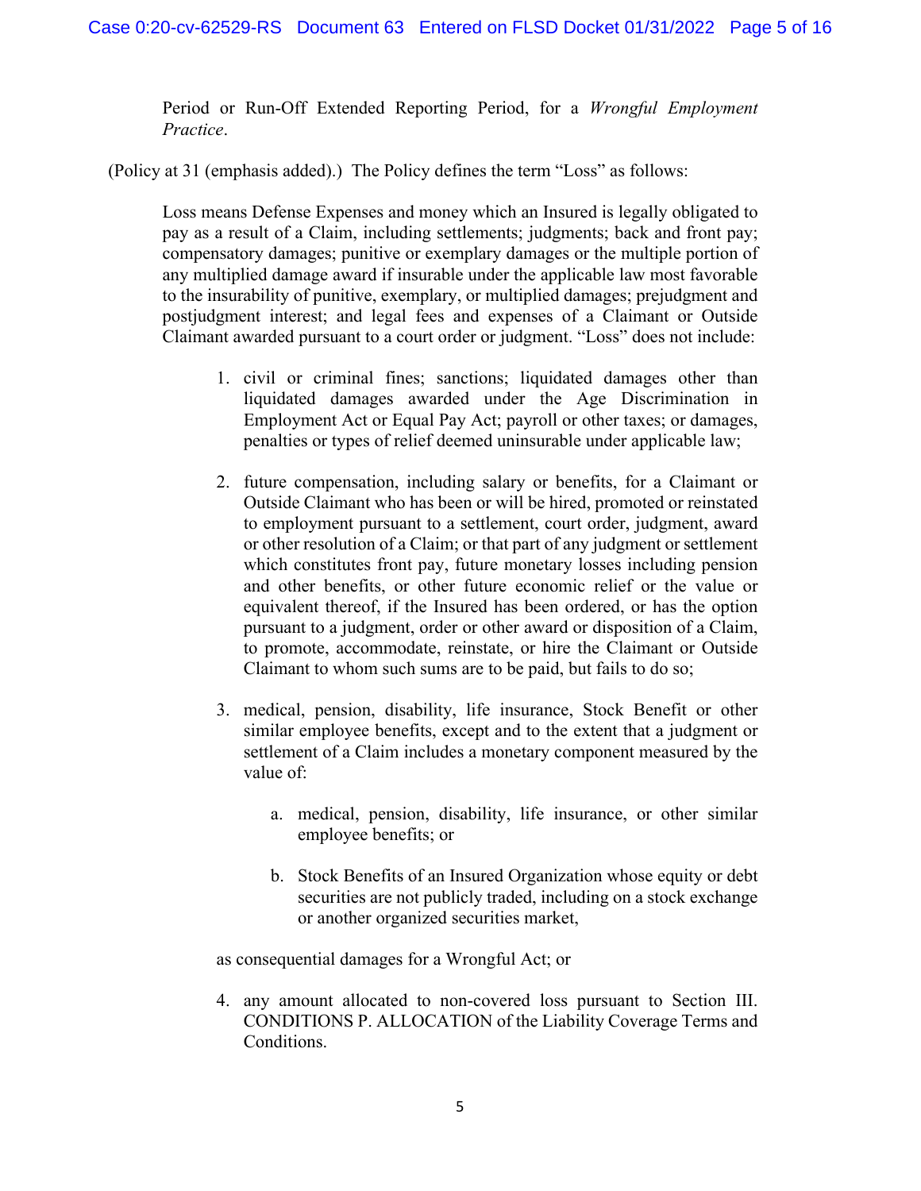> Period or Run-Off Extended Reporting Period, for a *Wrongful Employment Practice*.

(Policy at 31 (emphasis added).) The Policy defines the term "Loss" as follows:

> Loss means Defense Expenses and money which an Insured is legally obligated to pay as a result of a Claim, including settlements; judgments; back and front pay; compensatory damages; punitive or exemplary damages or the multiple portion of any multiplied damage award if insurable under the applicable law most favorable to the insurability of punitive, exemplary, or multiplied damages; prejudgment and postjudgment interest; and legal fees and expenses of a Claimant or Outside Claimant awarded pursuant to a court order or judgment. "Loss" does not include:
>
> 1. civil or criminal fines; sanctions; liquidated damages other than liquidated damages awarded under the Age Discrimination in Employment Act or Equal Pay Act; payroll or other taxes; or damages, penalties or types of relief deemed uninsurable under applicable law;
>
> 2. future compensation, including salary or benefits, for a Claimant or Outside Claimant who has been or will be hired, promoted or reinstated to employment pursuant to a settlement, court order, judgment, award or other resolution of a Claim; or that part of any judgment or settlement which constitutes front pay, future monetary losses including pension and other benefits, or other future economic relief or the value or equivalent thereof, if the Insured has been ordered, or has the option pursuant to a judgment, order or other award or disposition of a Claim, to promote, accommodate, reinstate, or hire the Claimant or Outside Claimant to whom such sums are to be paid, but fails to do so;
>
> 3. medical, pension, disability, life insurance, Stock Benefit or other similar employee benefits, except and to the extent that a judgment or settlement of a Claim includes a monetary component measured by the value of:
>
>     a. medical, pension, disability, life insurance, or other similar employee benefits; or
>
>     b. Stock Benefits of an Insured Organization whose equity or debt securities are not publicly traded, including on a stock exchange or another organized securities market,
>
>     as consequential damages for a Wrongful Act; or
>
> 4. any amount allocated to non-covered loss pursuant to Section III. CONDITIONS P. ALLOCATION of the Liability Coverage Terms and Conditions.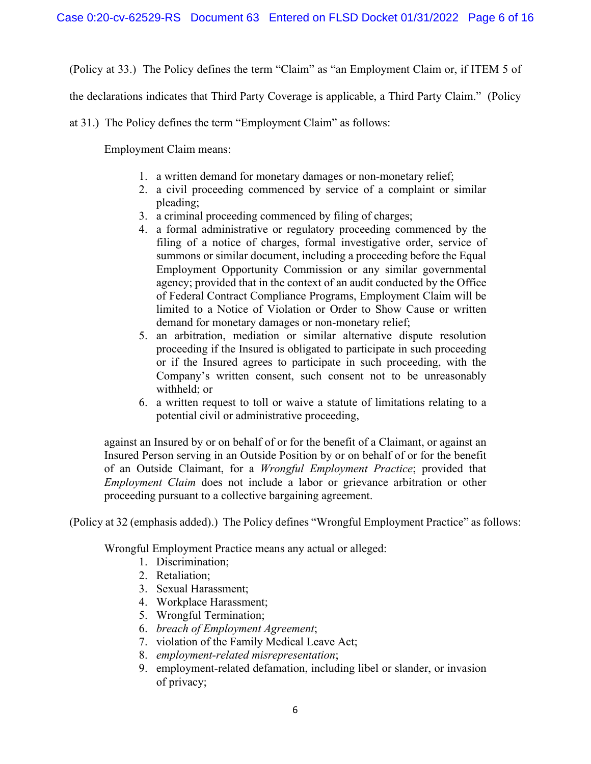(Policy at 33.) The Policy defines the term "Claim" as "an Employment Claim or, if ITEM 5 of the declarations indicates that Third Party Coverage is applicable, a Third Party Claim." (Policy at 31.) The Policy defines the term "Employment Claim" as follows:

> Employment Claim means:
>
> 1. a written demand for monetary damages or non-monetary relief;
> 2. a civil proceeding commenced by service of a complaint or similar pleading;
> 3. a criminal proceeding commenced by filing of charges;
> 4. a formal administrative or regulatory proceeding commenced by the filing of a notice of charges, formal investigative order, service of summons or similar document, including a proceeding before the Equal Employment Opportunity Commission or any similar governmental agency; provided that in the context of an audit conducted by the Office of Federal Contract Compliance Programs, Employment Claim will be limited to a Notice of Violation or Order to Show Cause or written demand for monetary damages or non-monetary relief;
> 5. an arbitration, mediation or similar alternative dispute resolution proceeding if the Insured is obligated to participate in such proceeding or if the Insured agrees to participate in such proceeding, with the Company's written consent, such consent not to be unreasonably withheld; or
> 6. a written request to toll or waive a statute of limitations relating to a potential civil or administrative proceeding,
>
> against an Insured by or on behalf of or for the benefit of a Claimant, or against an Insured Person serving in an Outside Position by or on behalf of or for the benefit of an Outside Claimant, for a *Wrongful Employment Practice*; provided that *Employment Claim* does not include a labor or grievance arbitration or other proceeding pursuant to a collective bargaining agreement.

(Policy at 32 (emphasis added).) The Policy defines "Wrongful Employment Practice" as follows:

> Wrongful Employment Practice means any actual or alleged:
>
> 1. Discrimination;
> 2. Retaliation;
> 3. Sexual Harassment;
> 4. Workplace Harassment;
> 5. Wrongful Termination;
> 6. *breach of Employment Agreement*;
> 7. violation of the Family Medical Leave Act;
> 8. *employment-related misrepresentation*;
> 9. employment-related defamation, including libel or slander, or invasion of privacy;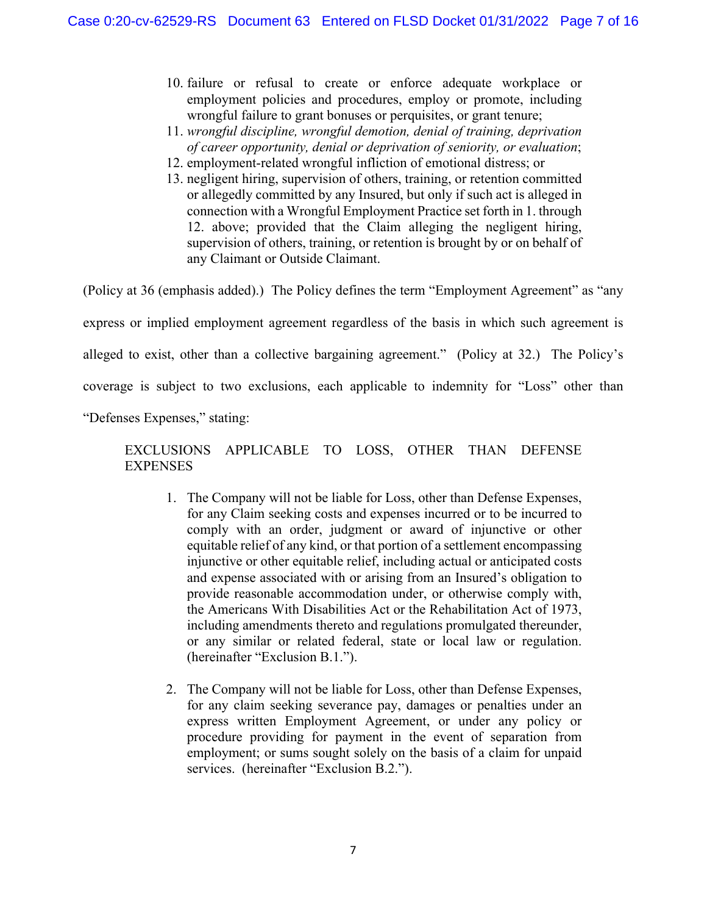10. failure or refusal to create or enforce adequate workplace or employment policies and procedures, employ or promote, including wrongful failure to grant bonuses or perquisites, or grant tenure;
11. *wrongful discipline, wrongful demotion, denial of training, deprivation of career opportunity, denial or deprivation of seniority, or evaluation*;
12. employment-related wrongful infliction of emotional distress; or
13. negligent hiring, supervision of others, training, or retention committed or allegedly committed by any Insured, but only if such act is alleged in connection with a Wrongful Employment Practice set forth in 1. through 12. above; provided that the Claim alleging the negligent hiring, supervision of others, training, or retention is brought by or on behalf of any Claimant or Outside Claimant.

(Policy at 36 (emphasis added).) The Policy defines the term "Employment Agreement" as "any express or implied employment agreement regardless of the basis in which such agreement is alleged to exist, other than a collective bargaining agreement." (Policy at 32.) The Policy's coverage is subject to two exclusions, each applicable to indemnity for "Loss" other than "Defenses Expenses," stating:

> EXCLUSIONS APPLICABLE TO LOSS, OTHER THAN DEFENSE EXPENSES
>
> 1. The Company will not be liable for Loss, other than Defense Expenses, for any Claim seeking costs and expenses incurred or to be incurred to comply with an order, judgment or award of injunctive or other equitable relief of any kind, or that portion of a settlement encompassing injunctive or other equitable relief, including actual or anticipated costs and expense associated with or arising from an Insured's obligation to provide reasonable accommodation under, or otherwise comply with, the Americans With Disabilities Act or the Rehabilitation Act of 1973, including amendments thereto and regulations promulgated thereunder, or any similar or related federal, state or local law or regulation. (hereinafter "Exclusion B.1.").
>
> 2. The Company will not be liable for Loss, other than Defense Expenses, for any claim seeking severance pay, damages or penalties under an express written Employment Agreement, or under any policy or procedure providing for payment in the event of separation from employment; or sums sought solely on the basis of a claim for unpaid services. (hereinafter "Exclusion B.2.").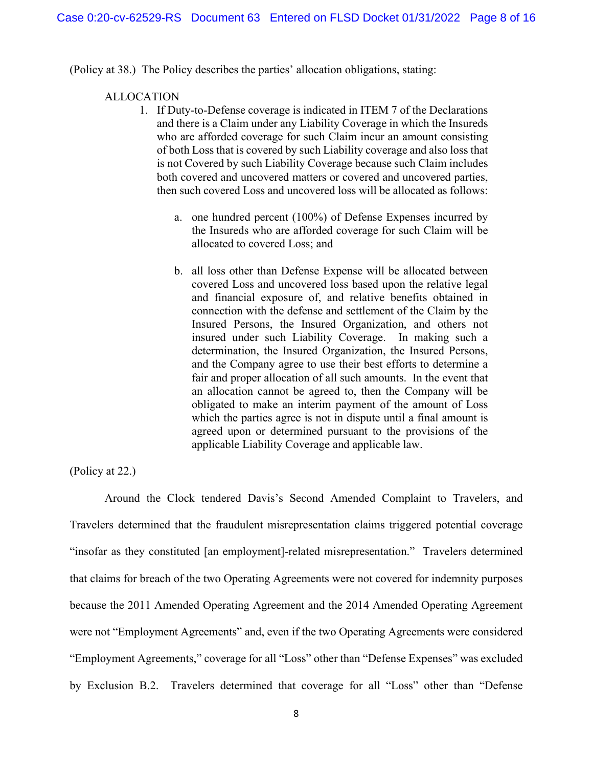(Policy at 38.) The Policy describes the parties' allocation obligations, stating:

> ALLOCATION
>
> 1. If Duty-to-Defense coverage is indicated in ITEM 7 of the Declarations and there is a Claim under any Liability Coverage in which the Insureds who are afforded coverage for such Claim incur an amount consisting of both Loss that is covered by such Liability coverage and also loss that is not Covered by such Liability Coverage because such Claim includes both covered and uncovered matters or covered and uncovered parties, then such covered Loss and uncovered loss will be allocated as follows:
>
>    a. one hundred percent (100%) of Defense Expenses incurred by the Insureds who are afforded coverage for such Claim will be allocated to covered Loss; and
>
>    b. all loss other than Defense Expense will be allocated between covered Loss and uncovered loss based upon the relative legal and financial exposure of, and relative benefits obtained in connection with the defense and settlement of the Claim by the Insured Persons, the Insured Organization, and others not insured under such Liability Coverage. In making such a determination, the Insured Organization, the Insured Persons, and the Company agree to use their best efforts to determine a fair and proper allocation of all such amounts. In the event that an allocation cannot be agreed to, then the Company will be obligated to make an interim payment of the amount of Loss which the parties agree is not in dispute until a final amount is agreed upon or determined pursuant to the provisions of the applicable Liability Coverage and applicable law.

(Policy at 22.)

Around the Clock tendered Davis's Second Amended Complaint to Travelers, and Travelers determined that the fraudulent misrepresentation claims triggered potential coverage "insofar as they constituted [an employment]-related misrepresentation." Travelers determined that claims for breach of the two Operating Agreements were not covered for indemnity purposes because the 2011 Amended Operating Agreement and the 2014 Amended Operating Agreement were not "Employment Agreements" and, even if the two Operating Agreements were considered "Employment Agreements," coverage for all "Loss" other than "Defense Expenses" was excluded by Exclusion B.2. Travelers determined that coverage for all "Loss" other than "Defense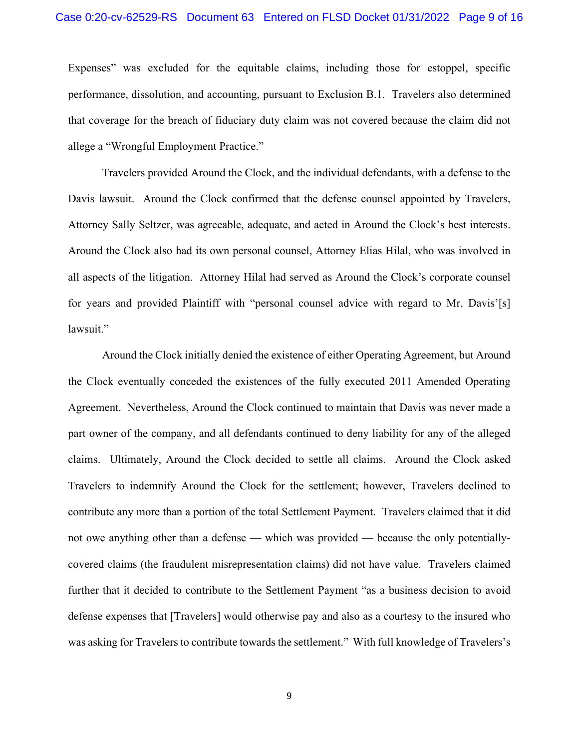Expenses" was excluded for the equitable claims, including those for estoppel, specific performance, dissolution, and accounting, pursuant to Exclusion B.1. Travelers also determined that coverage for the breach of fiduciary duty claim was not covered because the claim did not allege a "Wrongful Employment Practice."

Travelers provided Around the Clock, and the individual defendants, with a defense to the Davis lawsuit. Around the Clock confirmed that the defense counsel appointed by Travelers, Attorney Sally Seltzer, was agreeable, adequate, and acted in Around the Clock's best interests. Around the Clock also had its own personal counsel, Attorney Elias Hilal, who was involved in all aspects of the litigation. Attorney Hilal had served as Around the Clock's corporate counsel for years and provided Plaintiff with "personal counsel advice with regard to Mr. Davis'[s] lawsuit."

Around the Clock initially denied the existence of either Operating Agreement, but Around the Clock eventually conceded the existences of the fully executed 2011 Amended Operating Agreement. Nevertheless, Around the Clock continued to maintain that Davis was never made a part owner of the company, and all defendants continued to deny liability for any of the alleged claims. Ultimately, Around the Clock decided to settle all claims. Around the Clock asked Travelers to indemnify Around the Clock for the settlement; however, Travelers declined to contribute any more than a portion of the total Settlement Payment. Travelers claimed that it did not owe anything other than a defense — which was provided — because the only potentially-covered claims (the fraudulent misrepresentation claims) did not have value. Travelers claimed further that it decided to contribute to the Settlement Payment "as a business decision to avoid defense expenses that [Travelers] would otherwise pay and also as a courtesy to the insured who was asking for Travelers to contribute towards the settlement." With full knowledge of Travelers's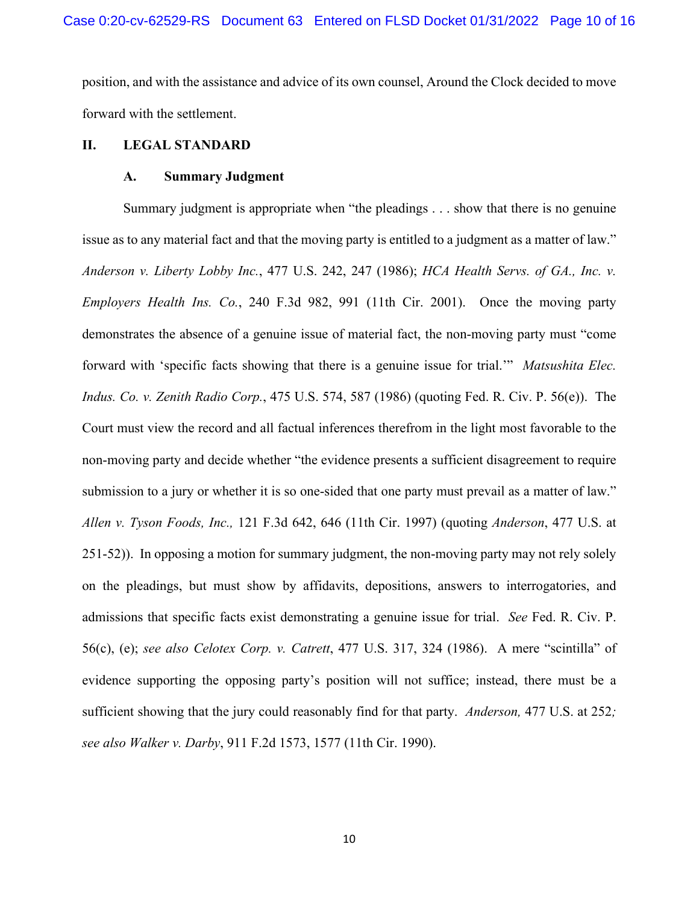position, and with the assistance and advice of its own counsel, Around the Clock decided to move forward with the settlement.

## II. LEGAL STANDARD

### A. Summary Judgment

Summary judgment is appropriate when "the pleadings . . . show that there is no genuine issue as to any material fact and that the moving party is entitled to a judgment as a matter of law." *Anderson v. Liberty Lobby Inc.*, 477 U.S. 242, 247 (1986); *HCA Health Servs. of GA., Inc. v. Employers Health Ins. Co.*, 240 F.3d 982, 991 (11th Cir. 2001). Once the moving party demonstrates the absence of a genuine issue of material fact, the non-moving party must "come forward with 'specific facts showing that there is a genuine issue for trial.'" *Matsushita Elec. Indus. Co. v. Zenith Radio Corp.*, 475 U.S. 574, 587 (1986) (quoting Fed. R. Civ. P. 56(e)). The Court must view the record and all factual inferences therefrom in the light most favorable to the non-moving party and decide whether "the evidence presents a sufficient disagreement to require submission to a jury or whether it is so one-sided that one party must prevail as a matter of law." *Allen v. Tyson Foods, Inc.,* 121 F.3d 642, 646 (11th Cir. 1997) (quoting *Anderson*, 477 U.S. at 251-52)). In opposing a motion for summary judgment, the non-moving party may not rely solely on the pleadings, but must show by affidavits, depositions, answers to interrogatories, and admissions that specific facts exist demonstrating a genuine issue for trial. *See* Fed. R. Civ. P. 56(c), (e); *see also Celotex Corp. v. Catrett*, 477 U.S. 317, 324 (1986). A mere "scintilla" of evidence supporting the opposing party's position will not suffice; instead, there must be a sufficient showing that the jury could reasonably find for that party. *Anderson,* 477 U.S. at 252*; see also Walker v. Darby*, 911 F.2d 1573, 1577 (11th Cir. 1990).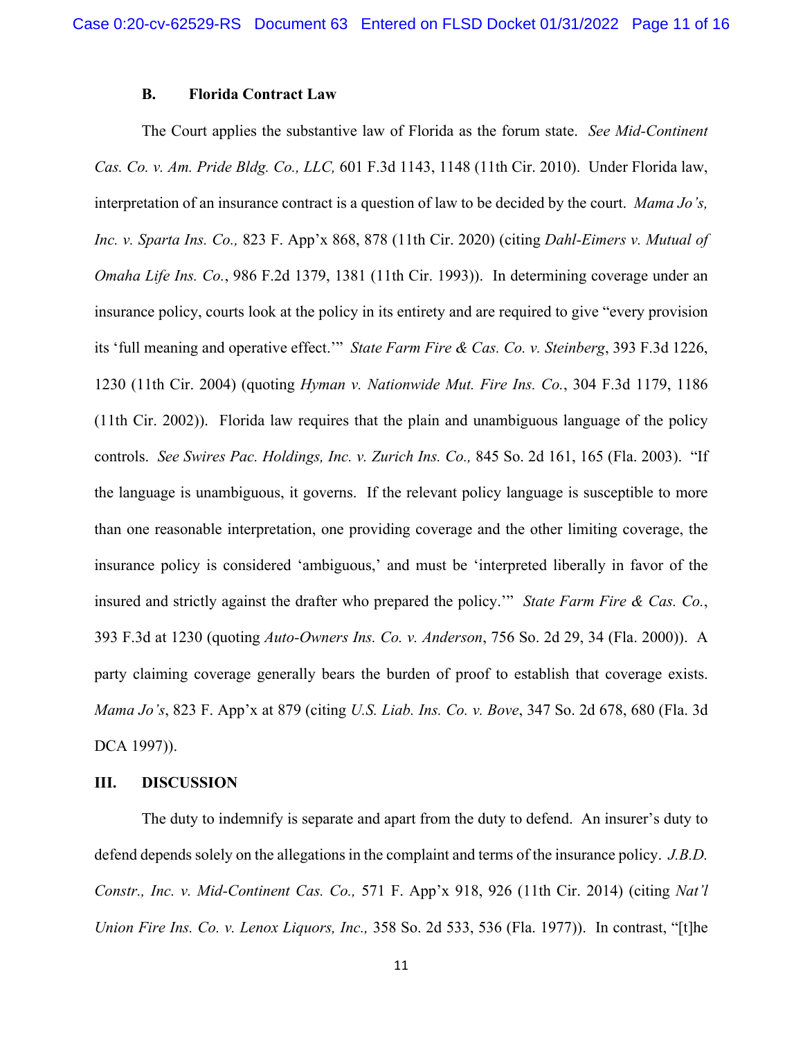### B. Florida Contract Law

The Court applies the substantive law of Florida as the forum state. *See Mid-Continent Cas. Co. v. Am. Pride Bldg. Co., LLC,* 601 F.3d 1143, 1148 (11th Cir. 2010). Under Florida law, interpretation of an insurance contract is a question of law to be decided by the court. *Mama Jo's, Inc. v. Sparta Ins. Co.,* 823 F. App'x 868, 878 (11th Cir. 2020) (citing *Dahl-Eimers v. Mutual of Omaha Life Ins. Co.*, 986 F.2d 1379, 1381 (11th Cir. 1993)). In determining coverage under an insurance policy, courts look at the policy in its entirety and are required to give "every provision its 'full meaning and operative effect.'" *State Farm Fire & Cas. Co. v. Steinberg*, 393 F.3d 1226, 1230 (11th Cir. 2004) (quoting *Hyman v. Nationwide Mut. Fire Ins. Co.*, 304 F.3d 1179, 1186 (11th Cir. 2002)). Florida law requires that the plain and unambiguous language of the policy controls. *See Swires Pac. Holdings, Inc. v. Zurich Ins. Co.,* 845 So. 2d 161, 165 (Fla. 2003). "If the language is unambiguous, it governs. If the relevant policy language is susceptible to more than one reasonable interpretation, one providing coverage and the other limiting coverage, the insurance policy is considered 'ambiguous,' and must be 'interpreted liberally in favor of the insured and strictly against the drafter who prepared the policy.'" *State Farm Fire & Cas. Co.*, 393 F.3d at 1230 (quoting *Auto-Owners Ins. Co. v. Anderson*, 756 So. 2d 29, 34 (Fla. 2000)). A party claiming coverage generally bears the burden of proof to establish that coverage exists. *Mama Jo's*, 823 F. App'x at 879 (citing *U.S. Liab. Ins. Co. v. Bove*, 347 So. 2d 678, 680 (Fla. 3d DCA 1997)).

## III. DISCUSSION

The duty to indemnify is separate and apart from the duty to defend. An insurer's duty to defend depends solely on the allegations in the complaint and terms of the insurance policy. *J.B.D. Constr., Inc. v. Mid-Continent Cas. Co.,* 571 F. App'x 918, 926 (11th Cir. 2014) (citing *Nat'l Union Fire Ins. Co. v. Lenox Liquors, Inc.,* 358 So. 2d 533, 536 (Fla. 1977)). In contrast, "[t]he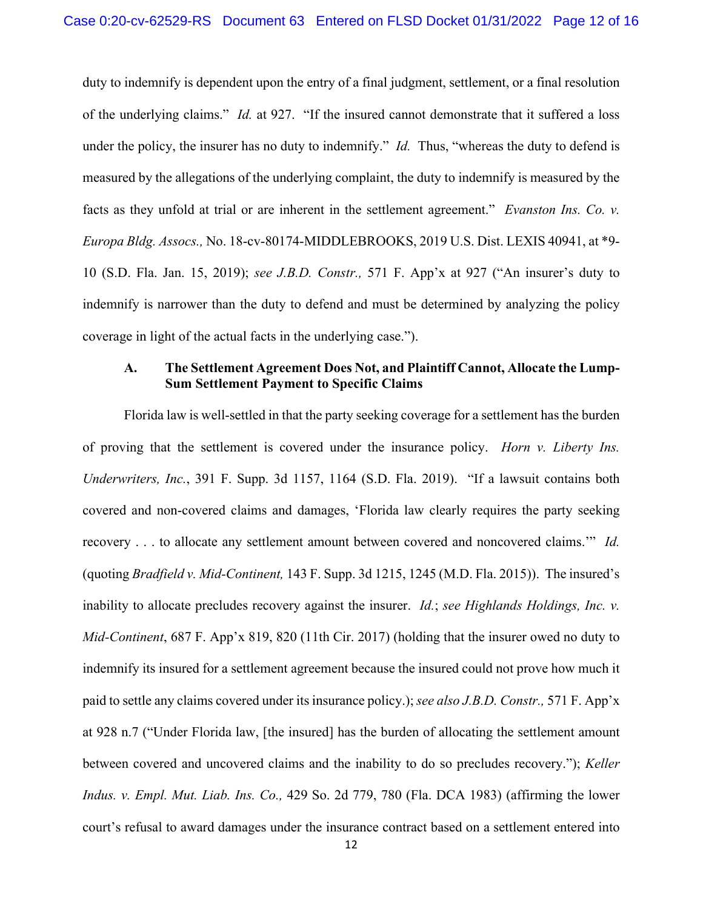duty to indemnify is dependent upon the entry of a final judgment, settlement, or a final resolution of the underlying claims." *Id.* at 927. "If the insured cannot demonstrate that it suffered a loss under the policy, the insurer has no duty to indemnify." *Id.* Thus, "whereas the duty to defend is measured by the allegations of the underlying complaint, the duty to indemnify is measured by the facts as they unfold at trial or are inherent in the settlement agreement." *Evanston Ins. Co. v. Europa Bldg. Assocs.,* No. 18-cv-80174-MIDDLEBROOKS, 2019 U.S. Dist. LEXIS 40941, at *9-10 (S.D. Fla. Jan. 15, 2019); *see J.B.D. Constr.,* 571 F. App'x at 927 ("An insurer's duty to indemnify is narrower than the duty to defend and must be determined by analyzing the policy coverage in light of the actual facts in the underlying case.").

### A. The Settlement Agreement Does Not, and Plaintiff Cannot, Allocate the Lump-Sum Settlement Payment to Specific Claims

Florida law is well-settled in that the party seeking coverage for a settlement has the burden of proving that the settlement is covered under the insurance policy. *Horn v. Liberty Ins. Underwriters, Inc.*, 391 F. Supp. 3d 1157, 1164 (S.D. Fla. 2019). "If a lawsuit contains both covered and non-covered claims and damages, 'Florida law clearly requires the party seeking recovery . . . to allocate any settlement amount between covered and noncovered claims.'" *Id.* (quoting *Bradfield v. Mid-Continent,* 143 F. Supp. 3d 1215, 1245 (M.D. Fla. 2015)). The insured's inability to allocate precludes recovery against the insurer. *Id.*; *see Highlands Holdings, Inc. v. Mid-Continent*, 687 F. App'x 819, 820 (11th Cir. 2017) (holding that the insurer owed no duty to indemnify its insured for a settlement agreement because the insured could not prove how much it paid to settle any claims covered under its insurance policy.); *see also J.B.D. Constr.,* 571 F. App'x at 928 n.7 ("Under Florida law, [the insured] has the burden of allocating the settlement amount between covered and uncovered claims and the inability to do so precludes recovery."); *Keller Indus. v. Empl. Mut. Liab. Ins. Co.,* 429 So. 2d 779, 780 (Fla. DCA 1983) (affirming the lower court's refusal to award damages under the insurance contract based on a settlement entered into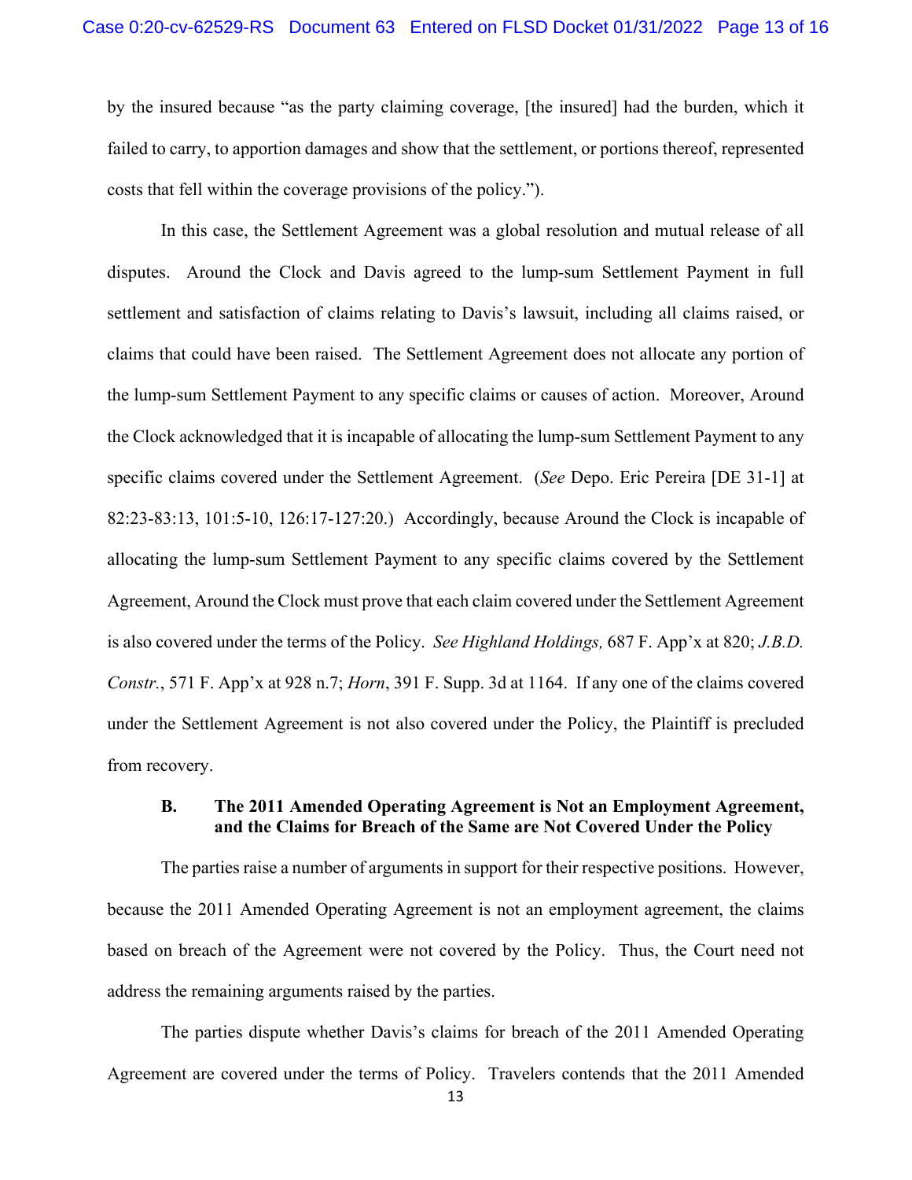by the insured because "as the party claiming coverage, [the insured] had the burden, which it failed to carry, to apportion damages and show that the settlement, or portions thereof, represented costs that fell within the coverage provisions of the policy.").

In this case, the Settlement Agreement was a global resolution and mutual release of all disputes. Around the Clock and Davis agreed to the lump-sum Settlement Payment in full settlement and satisfaction of claims relating to Davis's lawsuit, including all claims raised, or claims that could have been raised. The Settlement Agreement does not allocate any portion of the lump-sum Settlement Payment to any specific claims or causes of action. Moreover, Around the Clock acknowledged that it is incapable of allocating the lump-sum Settlement Payment to any specific claims covered under the Settlement Agreement. (*See* Depo. Eric Pereira [DE 31-1] at 82:23-83:13, 101:5-10, 126:17-127:20.) Accordingly, because Around the Clock is incapable of allocating the lump-sum Settlement Payment to any specific claims covered by the Settlement Agreement, Around the Clock must prove that each claim covered under the Settlement Agreement is also covered under the terms of the Policy. *See Highland Holdings,* 687 F. App'x at 820; *J.B.D. Constr.*, 571 F. App'x at 928 n.7; *Horn*, 391 F. Supp. 3d at 1164. If any one of the claims covered under the Settlement Agreement is not also covered under the Policy, the Plaintiff is precluded from recovery.

### B. The 2011 Amended Operating Agreement is Not an Employment Agreement, and the Claims for Breach of the Same are Not Covered Under the Policy

The parties raise a number of arguments in support for their respective positions. However, because the 2011 Amended Operating Agreement is not an employment agreement, the claims based on breach of the Agreement were not covered by the Policy. Thus, the Court need not address the remaining arguments raised by the parties.

The parties dispute whether Davis's claims for breach of the 2011 Amended Operating Agreement are covered under the terms of Policy. Travelers contends that the 2011 Amended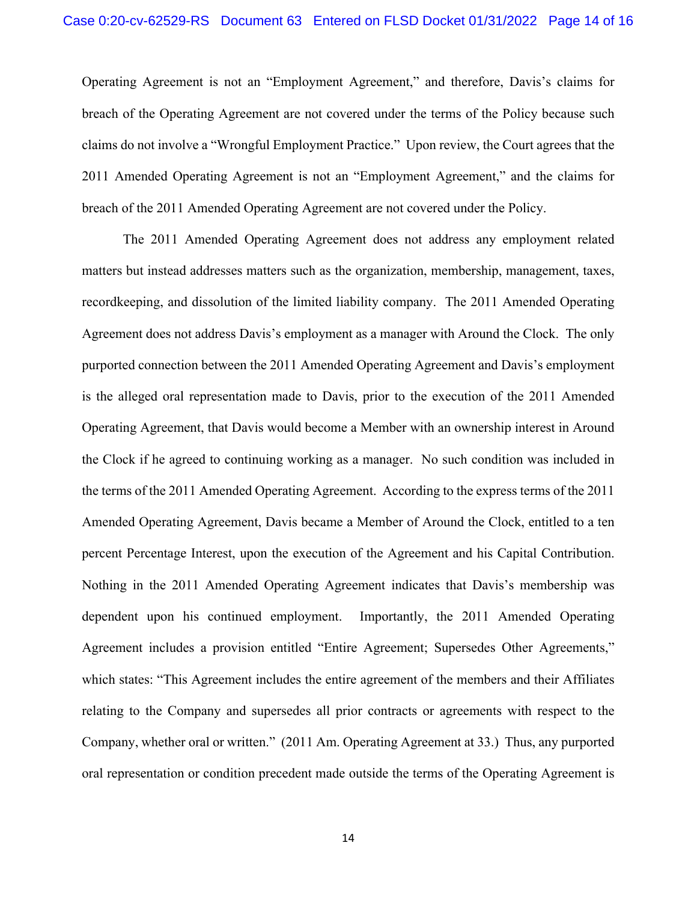Operating Agreement is not an "Employment Agreement," and therefore, Davis's claims for breach of the Operating Agreement are not covered under the terms of the Policy because such claims do not involve a "Wrongful Employment Practice." Upon review, the Court agrees that the 2011 Amended Operating Agreement is not an "Employment Agreement," and the claims for breach of the 2011 Amended Operating Agreement are not covered under the Policy.

The 2011 Amended Operating Agreement does not address any employment related matters but instead addresses matters such as the organization, membership, management, taxes, recordkeeping, and dissolution of the limited liability company. The 2011 Amended Operating Agreement does not address Davis's employment as a manager with Around the Clock. The only purported connection between the 2011 Amended Operating Agreement and Davis's employment is the alleged oral representation made to Davis, prior to the execution of the 2011 Amended Operating Agreement, that Davis would become a Member with an ownership interest in Around the Clock if he agreed to continuing working as a manager. No such condition was included in the terms of the 2011 Amended Operating Agreement. According to the express terms of the 2011 Amended Operating Agreement, Davis became a Member of Around the Clock, entitled to a ten percent Percentage Interest, upon the execution of the Agreement and his Capital Contribution. Nothing in the 2011 Amended Operating Agreement indicates that Davis's membership was dependent upon his continued employment. Importantly, the 2011 Amended Operating Agreement includes a provision entitled "Entire Agreement; Supersedes Other Agreements," which states: "This Agreement includes the entire agreement of the members and their Affiliates relating to the Company and supersedes all prior contracts or agreements with respect to the Company, whether oral or written." (2011 Am. Operating Agreement at 33.) Thus, any purported oral representation or condition precedent made outside the terms of the Operating Agreement is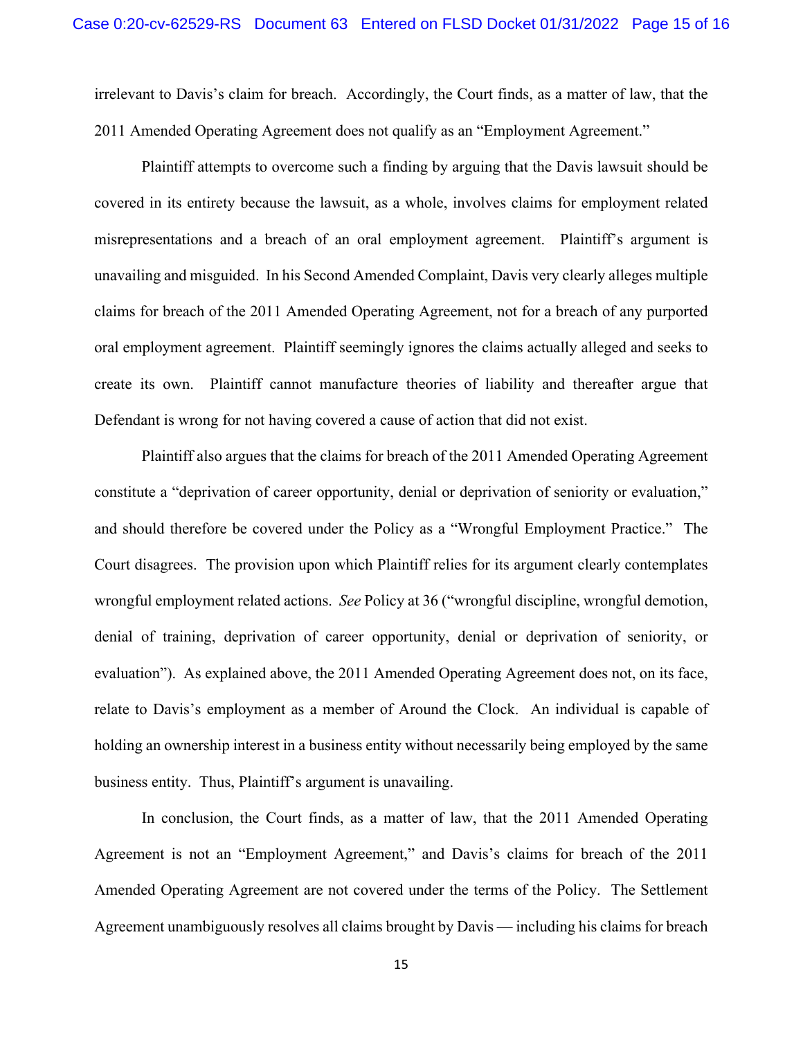irrelevant to Davis's claim for breach. Accordingly, the Court finds, as a matter of law, that the 2011 Amended Operating Agreement does not qualify as an "Employment Agreement."

Plaintiff attempts to overcome such a finding by arguing that the Davis lawsuit should be covered in its entirety because the lawsuit, as a whole, involves claims for employment related misrepresentations and a breach of an oral employment agreement. Plaintiff's argument is unavailing and misguided. In his Second Amended Complaint, Davis very clearly alleges multiple claims for breach of the 2011 Amended Operating Agreement, not for a breach of any purported oral employment agreement. Plaintiff seemingly ignores the claims actually alleged and seeks to create its own. Plaintiff cannot manufacture theories of liability and thereafter argue that Defendant is wrong for not having covered a cause of action that did not exist.

Plaintiff also argues that the claims for breach of the 2011 Amended Operating Agreement constitute a "deprivation of career opportunity, denial or deprivation of seniority or evaluation," and should therefore be covered under the Policy as a "Wrongful Employment Practice." The Court disagrees. The provision upon which Plaintiff relies for its argument clearly contemplates wrongful employment related actions. *See* Policy at 36 ("wrongful discipline, wrongful demotion, denial of training, deprivation of career opportunity, denial or deprivation of seniority, or evaluation"). As explained above, the 2011 Amended Operating Agreement does not, on its face, relate to Davis's employment as a member of Around the Clock. An individual is capable of holding an ownership interest in a business entity without necessarily being employed by the same business entity. Thus, Plaintiff's argument is unavailing.

In conclusion, the Court finds, as a matter of law, that the 2011 Amended Operating Agreement is not an "Employment Agreement," and Davis's claims for breach of the 2011 Amended Operating Agreement are not covered under the terms of the Policy. The Settlement Agreement unambiguously resolves all claims brought by Davis — including his claims for breach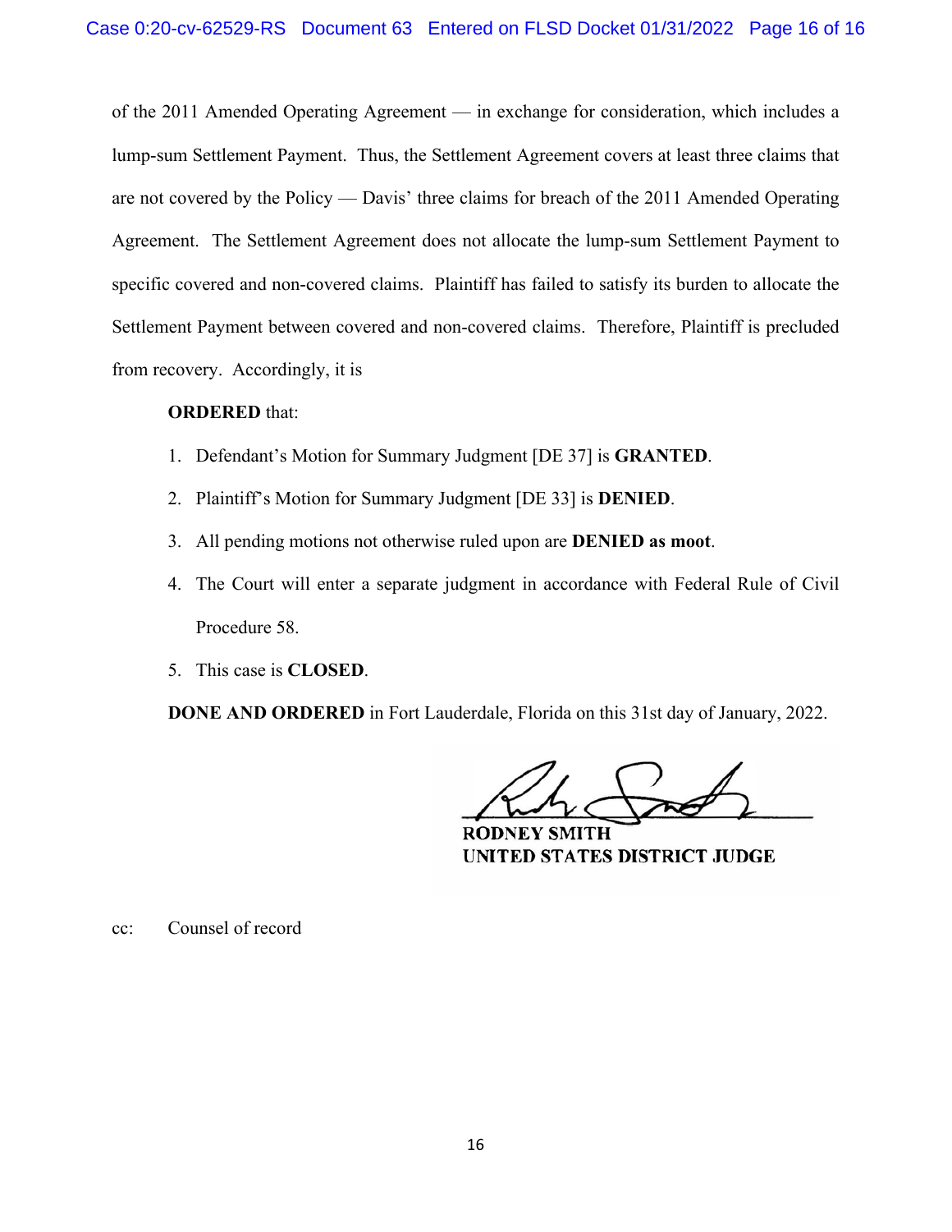of the 2011 Amended Operating Agreement — in exchange for consideration, which includes a lump-sum Settlement Payment. Thus, the Settlement Agreement covers at least three claims that are not covered by the Policy — Davis' three claims for breach of the 2011 Amended Operating Agreement. The Settlement Agreement does not allocate the lump-sum Settlement Payment to specific covered and non-covered claims. Plaintiff has failed to satisfy its burden to allocate the Settlement Payment between covered and non-covered claims. Therefore, Plaintiff is precluded from recovery. Accordingly, it is

**ORDERED** that:

1. Defendant's Motion for Summary Judgment [DE 37] is **GRANTED**.
2. Plaintiff's Motion for Summary Judgment [DE 33] is **DENIED**.
3. All pending motions not otherwise ruled upon are **DENIED as moot**.
4. The Court will enter a separate judgment in accordance with Federal Rule of Civil Procedure 58.
5. This case is **CLOSED**.

**DONE AND ORDERED** in Fort Lauderdale, Florida on this 31st day of January, 2022.

RODNEY SMITH
UNITED STATES DISTRICT JUDGE

cc: Counsel of record